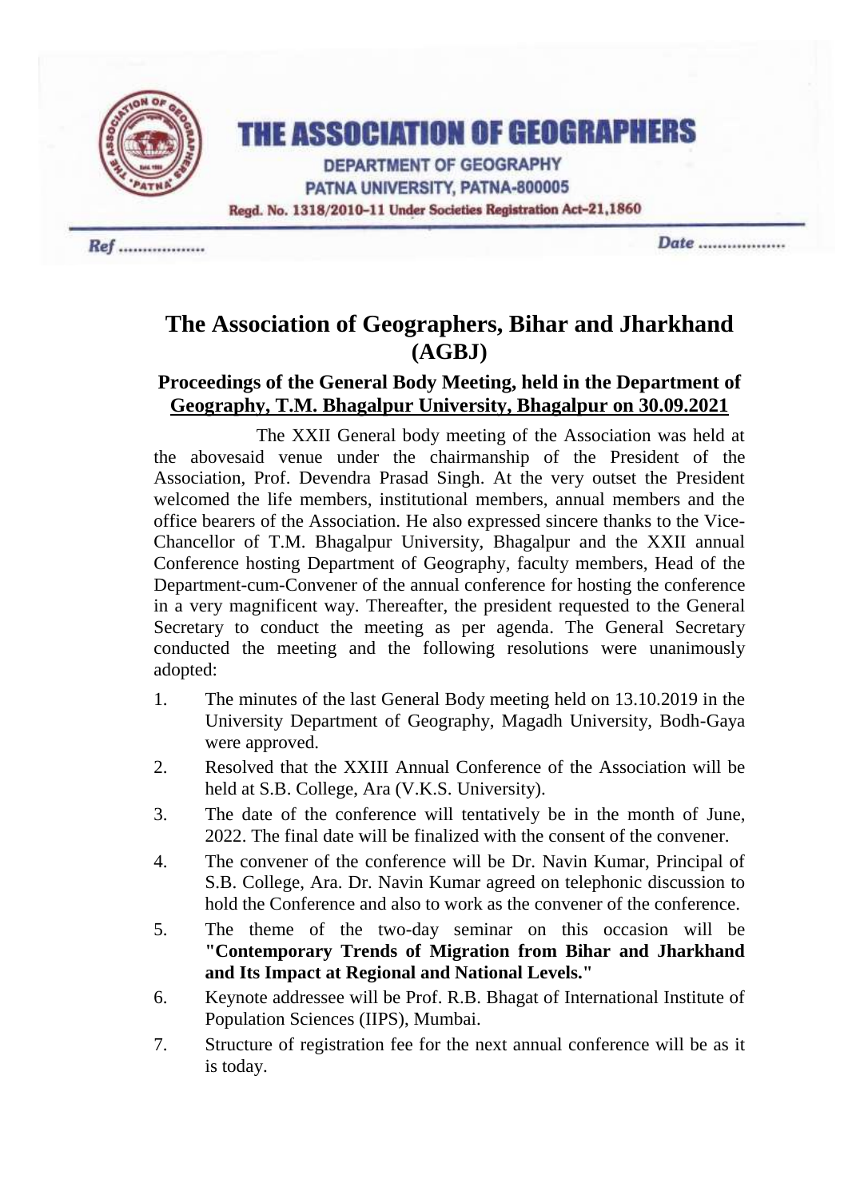# THE ASSOCIATION OF GEOGRAPHERS

DEPARTMENT OF GEOGRAPHY
PATNA UNIVERSITY, PATNA-800005
Regd. No. 1318/2010-11 Under Societies Registration Act-21,1860

Ref .................. Date ..................

## The Association of Geographers, Bihar and Jharkhand (AGBJ)

### Proceedings of the General Body Meeting, held in the Department of Geography, T.M. Bhagalpur University, Bhagalpur on 30.09.2021

The XXII General body meeting of the Association was held at the abovesaid venue under the chairmanship of the President of the Association, Prof. Devendra Prasad Singh. At the very outset the President welcomed the life members, institutional members, annual members and the office bearers of the Association. He also expressed sincere thanks to the Vice-Chancellor of T.M. Bhagalpur University, Bhagalpur and the XXII annual Conference hosting Department of Geography, faculty members, Head of the Department-cum-Convener of the annual conference for hosting the conference in a very magnificent way. Thereafter, the president requested to the General Secretary to conduct the meeting as per agenda. The General Secretary conducted the meeting and the following resolutions were unanimously adopted:

1. The minutes of the last General Body meeting held on 13.10.2019 in the University Department of Geography, Magadh University, Bodh-Gaya were approved.
2. Resolved that the XXIII Annual Conference of the Association will be held at S.B. College, Ara (V.K.S. University).
3. The date of the conference will tentatively be in the month of June, 2022. The final date will be finalized with the consent of the convener.
4. The convener of the conference will be Dr. Navin Kumar, Principal of S.B. College, Ara. Dr. Navin Kumar agreed on telephonic discussion to hold the Conference and also to work as the convener of the conference.
5. The theme of the two-day seminar on this occasion will be **"Contemporary Trends of Migration from Bihar and Jharkhand and Its Impact at Regional and National Levels."**
6. Keynote addressee will be Prof. R.B. Bhagat of International Institute of Population Sciences (IIPS), Mumbai.
7. Structure of registration fee for the next annual conference will be as it is today.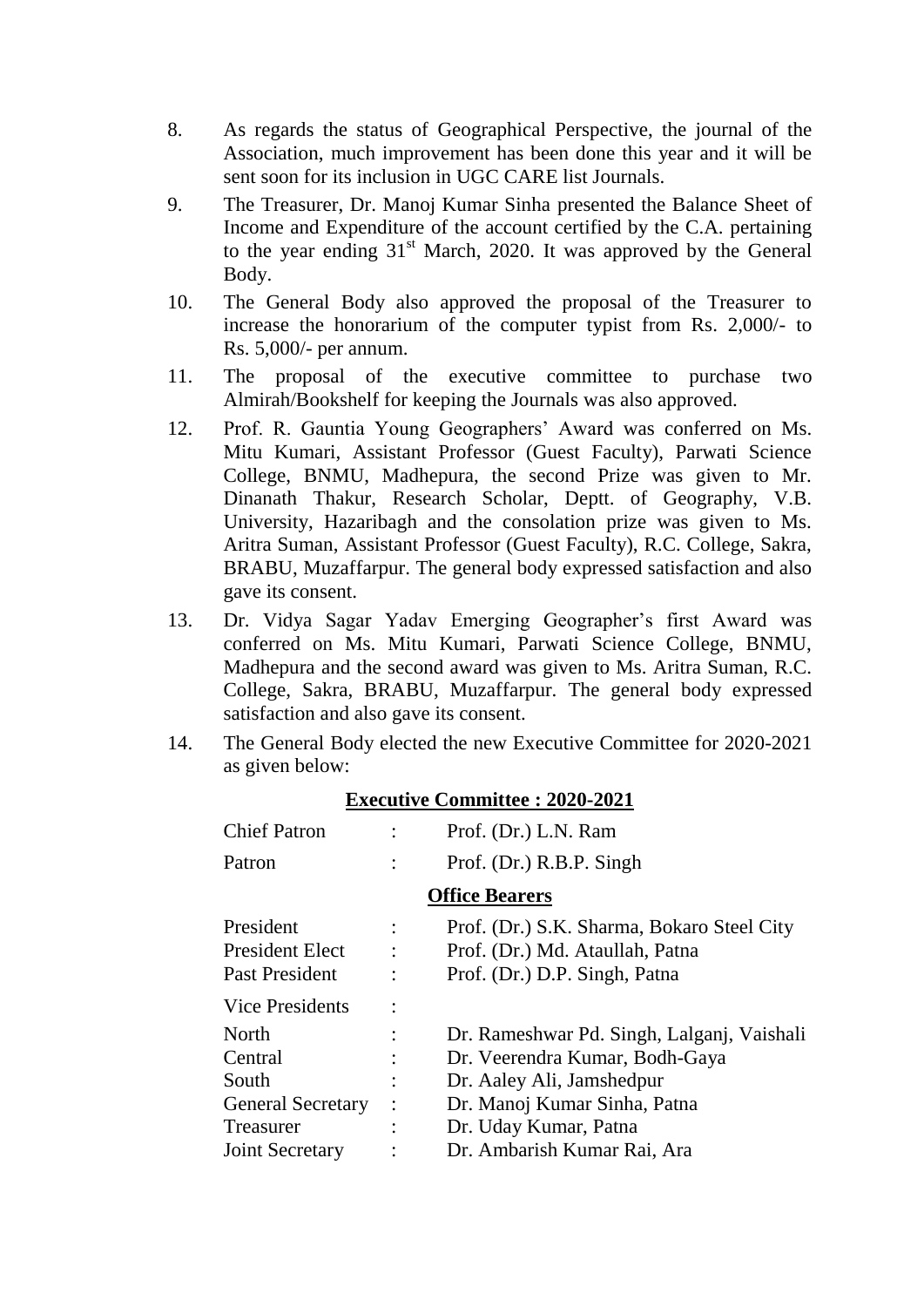8. As regards the status of Geographical Perspective, the journal of the Association, much improvement has been done this year and it will be sent soon for its inclusion in UGC CARE list Journals.

9. The Treasurer, Dr. Manoj Kumar Sinha presented the Balance Sheet of Income and Expenditure of the account certified by the C.A. pertaining to the year ending 31st March, 2020. It was approved by the General Body.

10. The General Body also approved the proposal of the Treasurer to increase the honorarium of the computer typist from Rs. 2,000/- to Rs. 5,000/- per annum.

11. The proposal of the executive committee to purchase two Almirah/Bookshelf for keeping the Journals was also approved.

12. Prof. R. Gauntia Young Geographers' Award was conferred on Ms. Mitu Kumari, Assistant Professor (Guest Faculty), Parwati Science College, BNMU, Madhepura, the second Prize was given to Mr. Dinanath Thakur, Research Scholar, Deptt. of Geography, V.B. University, Hazaribagh and the consolation prize was given to Ms. Aritra Suman, Assistant Professor (Guest Faculty), R.C. College, Sakra, BRABU, Muzaffarpur. The general body expressed satisfaction and also gave its consent.

13. Dr. Vidya Sagar Yadav Emerging Geographer's first Award was conferred on Ms. Mitu Kumari, Parwati Science College, BNMU, Madhepura and the second award was given to Ms. Aritra Suman, R.C. College, Sakra, BRABU, Muzaffarpur. The general body expressed satisfaction and also gave its consent.

14. The General Body elected the new Executive Committee for 2020-2021 as given below:

**Executive Committee : 2020-2021**

| | | |
|---|---|---|
| Chief Patron | : | Prof. (Dr.) L.N. Ram |
| Patron | : | Prof. (Dr.) R.B.P. Singh |

**Office Bearers**

| | | |
|---|---|---|
| President | : | Prof. (Dr.) S.K. Sharma, Bokaro Steel City |
| President Elect | : | Prof. (Dr.) Md. Ataullah, Patna |
| Past President | : | Prof. (Dr.) D.P. Singh, Patna |
| Vice Presidents | : | |
| North | : | Dr. Rameshwar Pd. Singh, Lalganj, Vaishali |
| Central | : | Dr. Veerendra Kumar, Bodh-Gaya |
| South | : | Dr. Aaley Ali, Jamshedpur |
| General Secretary | : | Dr. Manoj Kumar Sinha, Patna |
| Treasurer | : | Dr. Uday Kumar, Patna |
| Joint Secretary | : | Dr. Ambarish Kumar Rai, Ara |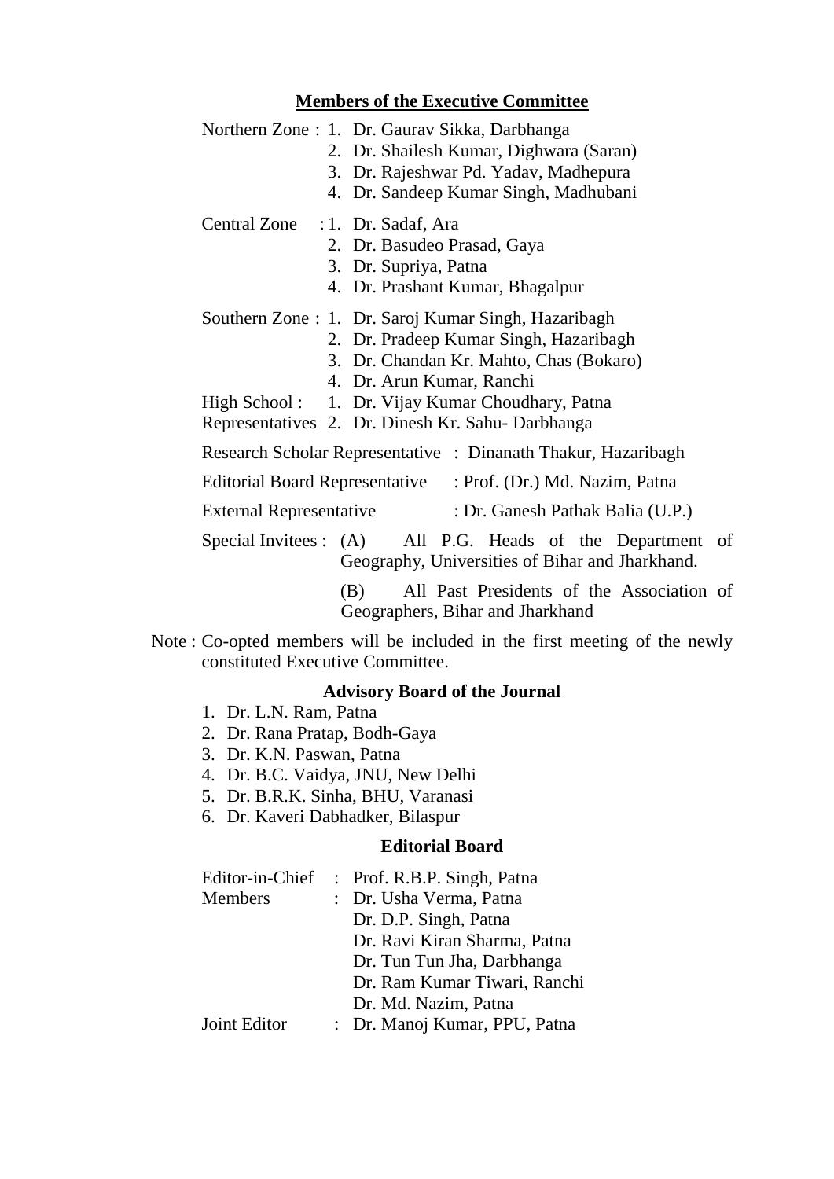## Members of the Executive Committee

Northern Zone :
1. Dr. Gaurav Sikka, Darbhanga
2. Dr. Shailesh Kumar, Dighwara (Saran)
3. Dr. Rajeshwar Pd. Yadav, Madhepura
4. Dr. Sandeep Kumar Singh, Madhubani

Central Zone :
1. Dr. Sadaf, Ara
2. Dr. Basudeo Prasad, Gaya
3. Dr. Supriya, Patna
4. Dr. Prashant Kumar, Bhagalpur

Southern Zone :
1. Dr. Saroj Kumar Singh, Hazaribagh
2. Dr. Pradeep Kumar Singh, Hazaribagh
3. Dr. Chandan Kr. Mahto, Chas (Bokaro)
4. Dr. Arun Kumar, Ranchi

High School Representatives :
1. Dr. Vijay Kumar Choudhary, Patna
2. Dr. Dinesh Kr. Sahu- Darbhanga

Research Scholar Representative : Dinanath Thakur, Hazaribagh

Editorial Board Representative : Prof. (Dr.) Md. Nazim, Patna

External Representative : Dr. Ganesh Pathak Balia (U.P.)

Special Invitees :
(A) All P.G. Heads of the Department of Geography, Universities of Bihar and Jharkhand.

(B) All Past Presidents of the Association of Geographers, Bihar and Jharkhand

Note : Co-opted members will be included in the first meeting of the newly constituted Executive Committee.

## Advisory Board of the Journal

1. Dr. L.N. Ram, Patna
2. Dr. Rana Pratap, Bodh-Gaya
3. Dr. K.N. Paswan, Patna
4. Dr. B.C. Vaidya, JNU, New Delhi
5. Dr. B.R.K. Sinha, BHU, Varanasi
6. Dr. Kaveri Dabhadker, Bilaspur

## Editorial Board

Editor-in-Chief : Prof. R.B.P. Singh, Patna

Members :
Dr. Usha Verma, Patna
Dr. D.P. Singh, Patna
Dr. Ravi Kiran Sharma, Patna
Dr. Tun Tun Jha, Darbhanga
Dr. Ram Kumar Tiwari, Ranchi
Dr. Md. Nazim, Patna

Joint Editor : Dr. Manoj Kumar, PPU, Patna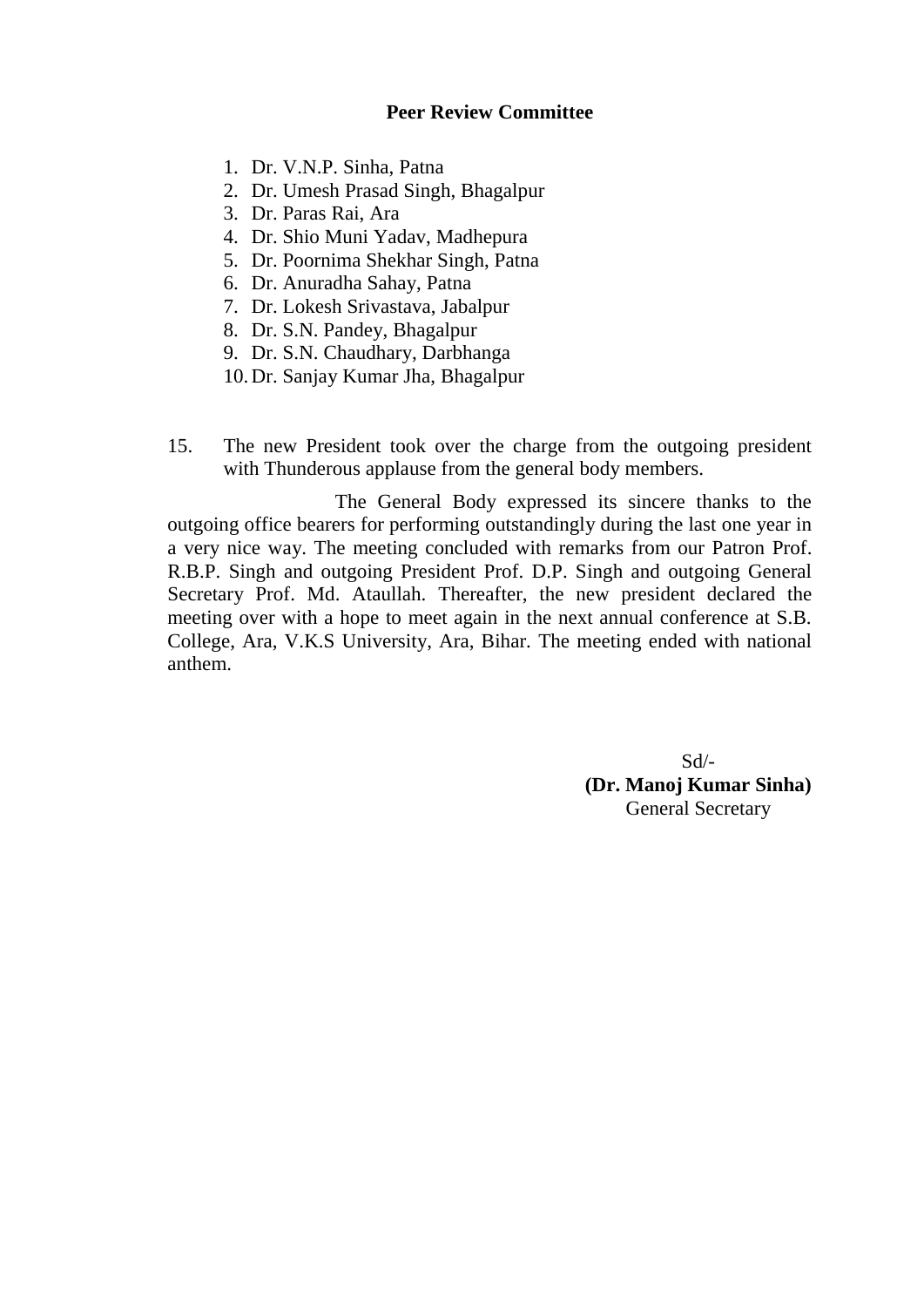**Peer Review Committee**

1. Dr. V.N.P. Sinha, Patna
2. Dr. Umesh Prasad Singh, Bhagalpur
3. Dr. Paras Rai, Ara
4. Dr. Shio Muni Yadav, Madhepura
5. Dr. Poornima Shekhar Singh, Patna
6. Dr. Anuradha Sahay, Patna
7. Dr. Lokesh Srivastava, Jabalpur
8. Dr. S.N. Pandey, Bhagalpur
9. Dr. S.N. Chaudhary, Darbhanga
10. Dr. Sanjay Kumar Jha, Bhagalpur

15. The new President took over the charge from the outgoing president with Thunderous applause from the general body members.

The General Body expressed its sincere thanks to the outgoing office bearers for performing outstandingly during the last one year in a very nice way. The meeting concluded with remarks from our Patron Prof. R.B.P. Singh and outgoing President Prof. D.P. Singh and outgoing General Secretary Prof. Md. Ataullah. Thereafter, the new president declared the meeting over with a hope to meet again in the next annual conference at S.B. College, Ara, V.K.S University, Ara, Bihar. The meeting ended with national anthem.

Sd/-
**(Dr. Manoj Kumar Sinha)**
General Secretary